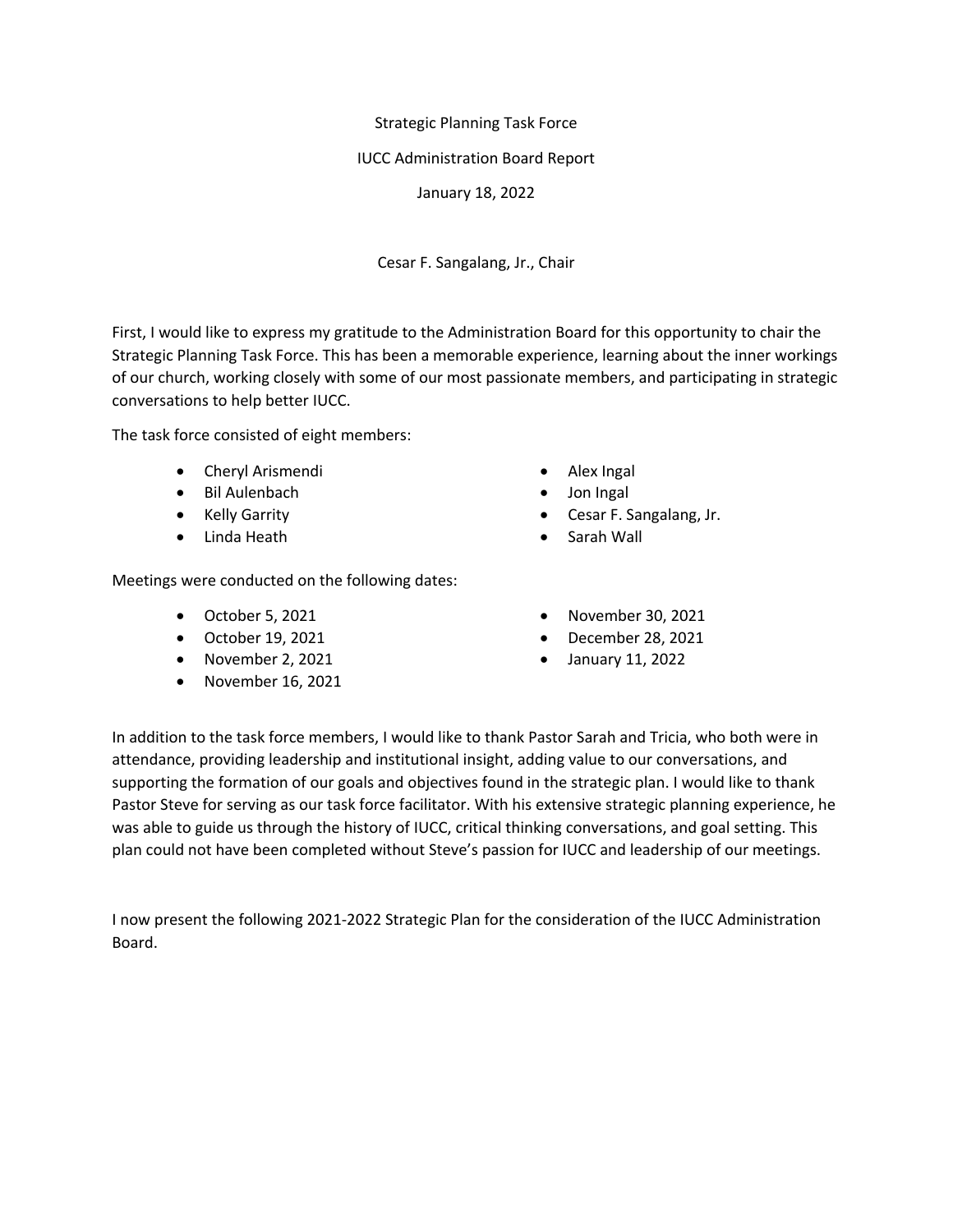Strategic Planning Task Force

IUCC Administration Board Report

January 18, 2022

Cesar F. Sangalang, Jr., Chair

First, I would like to express my gratitude to the Administration Board for this opportunity to chair the Strategic Planning Task Force. This has been a memorable experience, learning about the inner workings of our church, working closely with some of our most passionate members, and participating in strategic conversations to help better IUCC.

The task force consisted of eight members:

- Cheryl Arismendi
- Bil Aulenbach
- Kelly Garrity
- Linda Heath
- Alex Ingal
- Jon Ingal
- Cesar F. Sangalang, Jr.
- Sarah Wall

Meetings were conducted on the following dates:

- October 5, 2021
- October 19, 2021
- November 2, 2021
- November 16, 2021
- November 30, 2021
- December 28, 2021
- January 11, 2022

In addition to the task force members, I would like to thank Pastor Sarah and Tricia, who both were in attendance, providing leadership and institutional insight, adding value to our conversations, and supporting the formation of our goals and objectives found in the strategic plan. I would like to thank Pastor Steve for serving as our task force facilitator. With his extensive strategic planning experience, he was able to guide us through the history of IUCC, critical thinking conversations, and goal setting. This plan could not have been completed without Steve's passion for IUCC and leadership of our meetings.

I now present the following 2021-2022 Strategic Plan for the consideration of the IUCC Administration Board.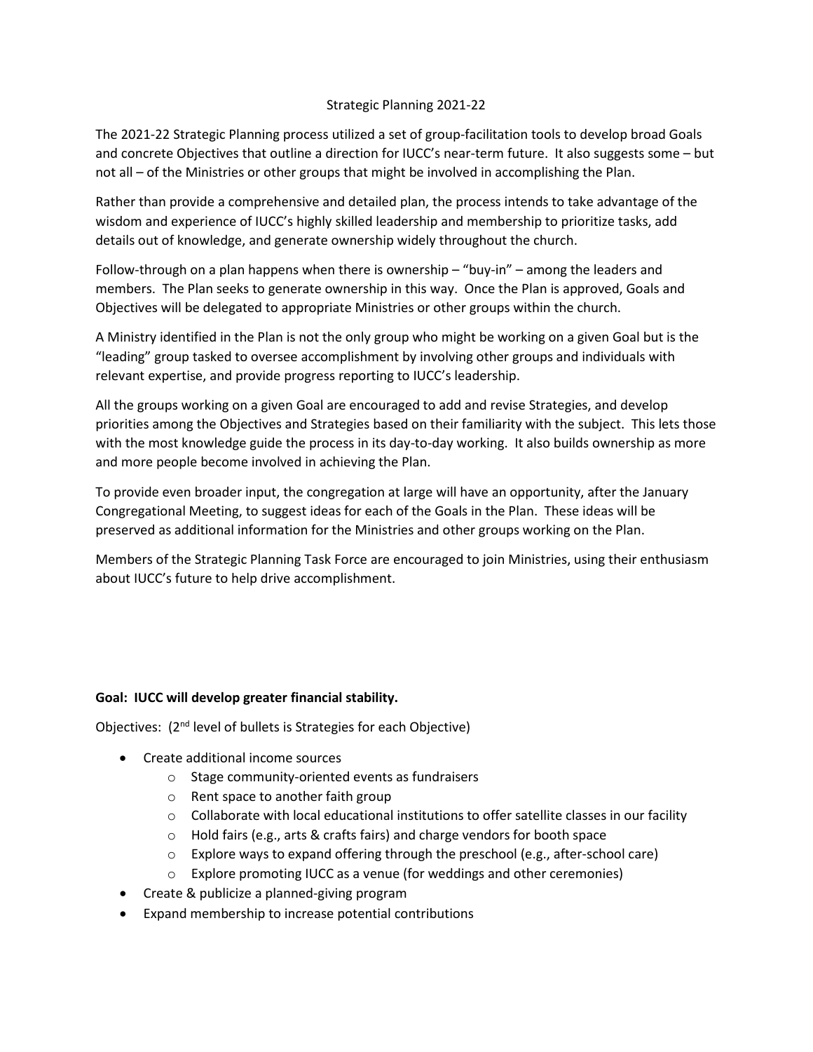# Strategic Planning 2021-22

The 2021-22 Strategic Planning process utilized a set of group-facilitation tools to develop broad Goals and concrete Objectives that outline a direction for IUCC's near-term future. It also suggests some – but not all – of the Ministries or other groups that might be involved in accomplishing the Plan.

Rather than provide a comprehensive and detailed plan, the process intends to take advantage of the wisdom and experience of IUCC's highly skilled leadership and membership to prioritize tasks, add details out of knowledge, and generate ownership widely throughout the church.

Follow-through on a plan happens when there is ownership – "buy-in" – among the leaders and members. The Plan seeks to generate ownership in this way. Once the Plan is approved, Goals and Objectives will be delegated to appropriate Ministries or other groups within the church.

A Ministry identified in the Plan is not the only group who might be working on a given Goal but is the "leading" group tasked to oversee accomplishment by involving other groups and individuals with relevant expertise, and provide progress reporting to IUCC's leadership.

All the groups working on a given Goal are encouraged to add and revise Strategies, and develop priorities among the Objectives and Strategies based on their familiarity with the subject. This lets those with the most knowledge guide the process in its day-to-day working. It also builds ownership as more and more people become involved in achieving the Plan.

To provide even broader input, the congregation at large will have an opportunity, after the January Congregational Meeting, to suggest ideas for each of the Goals in the Plan. These ideas will be preserved as additional information for the Ministries and other groups working on the Plan.

Members of the Strategic Planning Task Force are encouraged to join Ministries, using their enthusiasm about IUCC's future to help drive accomplishment.

**Goal: IUCC will develop greater financial stability.**

Objectives: (2nd level of bullets is Strategies for each Objective)

- Create additional income sources
  - Stage community-oriented events as fundraisers
  - Rent space to another faith group
  - Collaborate with local educational institutions to offer satellite classes in our facility
  - Hold fairs (e.g., arts & crafts fairs) and charge vendors for booth space
  - Explore ways to expand offering through the preschool (e.g., after-school care)
  - Explore promoting IUCC as a venue (for weddings and other ceremonies)
- Create & publicize a planned-giving program
- Expand membership to increase potential contributions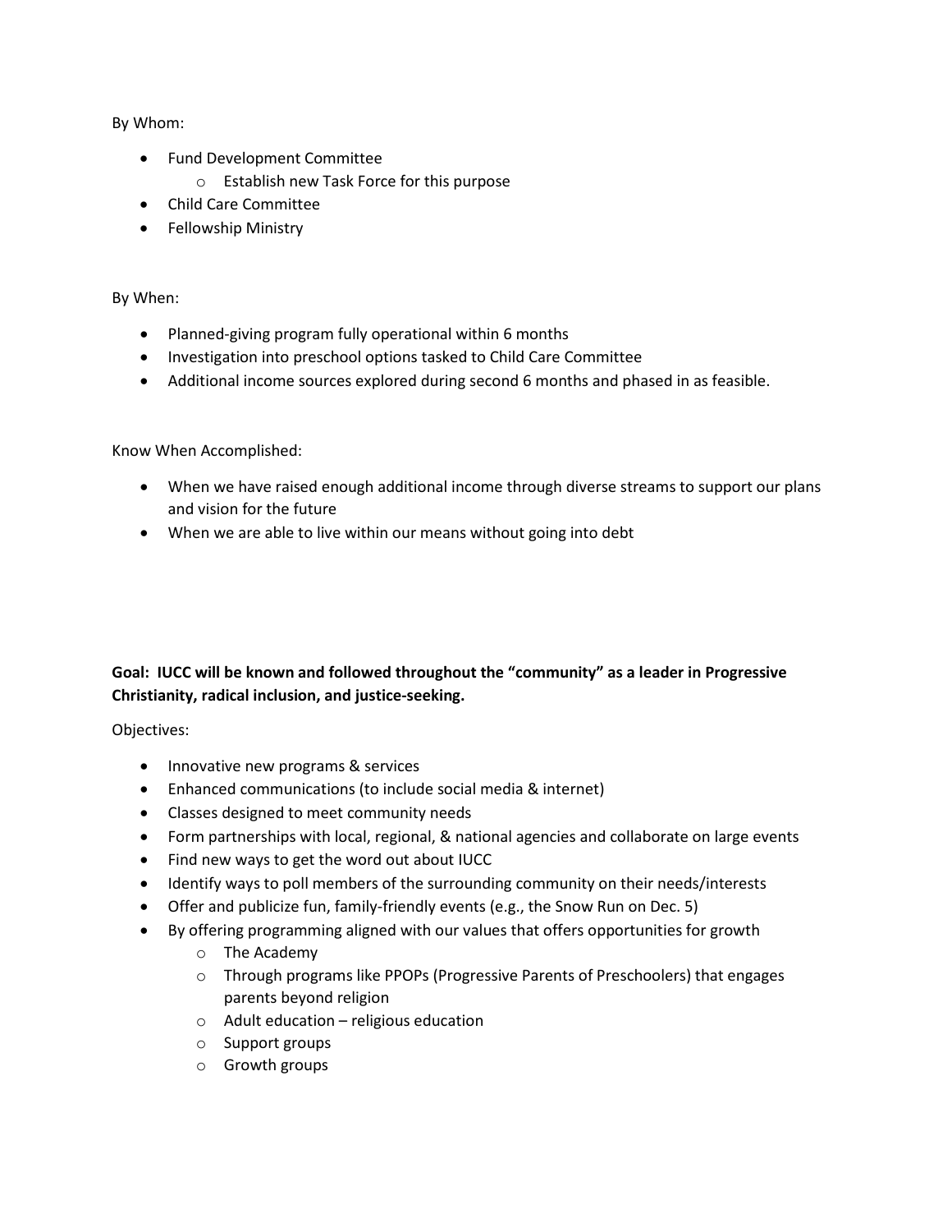By Whom:

- Fund Development Committee
  - Establish new Task Force for this purpose
- Child Care Committee
- Fellowship Ministry

By When:

- Planned-giving program fully operational within 6 months
- Investigation into preschool options tasked to Child Care Committee
- Additional income sources explored during second 6 months and phased in as feasible.

Know When Accomplished:

- When we have raised enough additional income through diverse streams to support our plans and vision for the future
- When we are able to live within our means without going into debt

**Goal: IUCC will be known and followed throughout the "community" as a leader in Progressive Christianity, radical inclusion, and justice-seeking.**

Objectives:

- Innovative new programs & services
- Enhanced communications (to include social media & internet)
- Classes designed to meet community needs
- Form partnerships with local, regional, & national agencies and collaborate on large events
- Find new ways to get the word out about IUCC
- Identify ways to poll members of the surrounding community on their needs/interests
- Offer and publicize fun, family-friendly events (e.g., the Snow Run on Dec. 5)
- By offering programming aligned with our values that offers opportunities for growth
  - The Academy
  - Through programs like PPOPs (Progressive Parents of Preschoolers) that engages parents beyond religion
  - Adult education – religious education
  - Support groups
  - Growth groups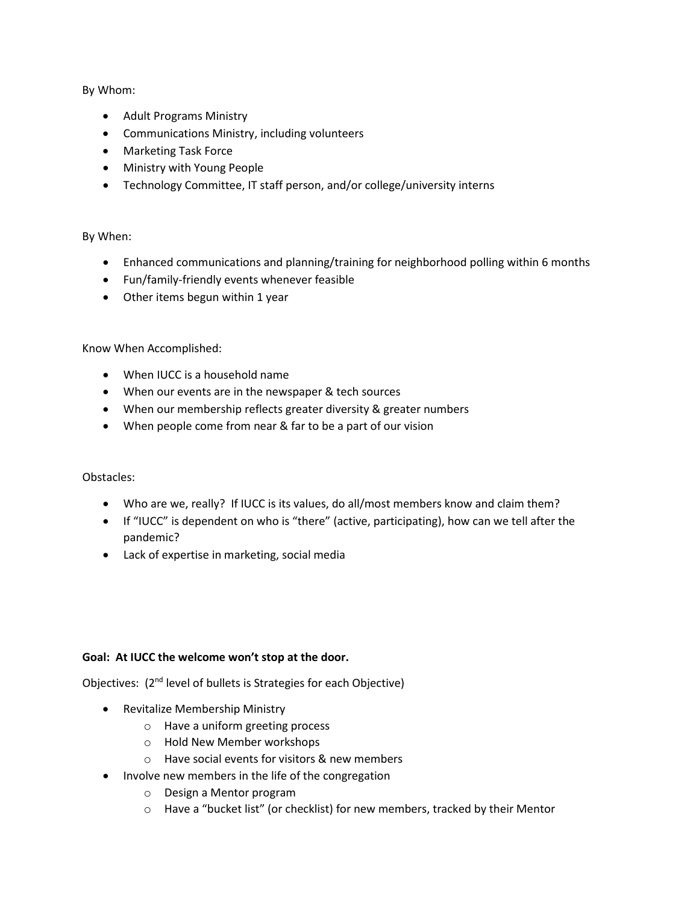By Whom:

- Adult Programs Ministry
- Communications Ministry, including volunteers
- Marketing Task Force
- Ministry with Young People
- Technology Committee, IT staff person, and/or college/university interns

By When:

- Enhanced communications and planning/training for neighborhood polling within 6 months
- Fun/family-friendly events whenever feasible
- Other items begun within 1 year

Know When Accomplished:

- When IUCC is a household name
- When our events are in the newspaper & tech sources
- When our membership reflects greater diversity & greater numbers
- When people come from near & far to be a part of our vision

Obstacles:

- Who are we, really? If IUCC is its values, do all/most members know and claim them?
- If "IUCC" is dependent on who is "there" (active, participating), how can we tell after the pandemic?
- Lack of expertise in marketing, social media

**Goal: At IUCC the welcome won't stop at the door.**

Objectives: (2nd level of bullets is Strategies for each Objective)

- Revitalize Membership Ministry
    - Have a uniform greeting process
    - Hold New Member workshops
    - Have social events for visitors & new members
- Involve new members in the life of the congregation
    - Design a Mentor program
    - Have a "bucket list" (or checklist) for new members, tracked by their Mentor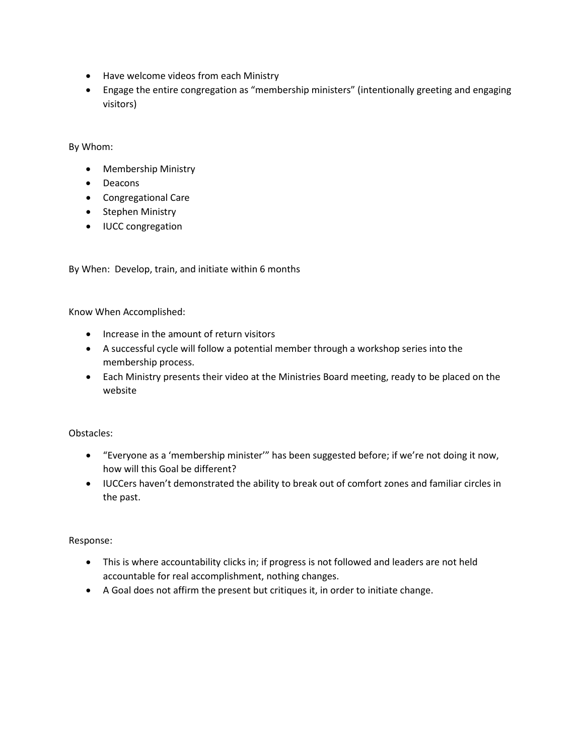- Have welcome videos from each Ministry
- Engage the entire congregation as “membership ministers” (intentionally greeting and engaging visitors)

By Whom:

- Membership Ministry
- Deacons
- Congregational Care
- Stephen Ministry
- IUCC congregation

By When: Develop, train, and initiate within 6 months

Know When Accomplished:

- Increase in the amount of return visitors
- A successful cycle will follow a potential member through a workshop series into the membership process.
- Each Ministry presents their video at the Ministries Board meeting, ready to be placed on the website

Obstacles:

- “Everyone as a ‘membership minister’” has been suggested before; if we’re not doing it now, how will this Goal be different?
- IUCCers haven’t demonstrated the ability to break out of comfort zones and familiar circles in the past.

Response:

- This is where accountability clicks in; if progress is not followed and leaders are not held accountable for real accomplishment, nothing changes.
- A Goal does not affirm the present but critiques it, in order to initiate change.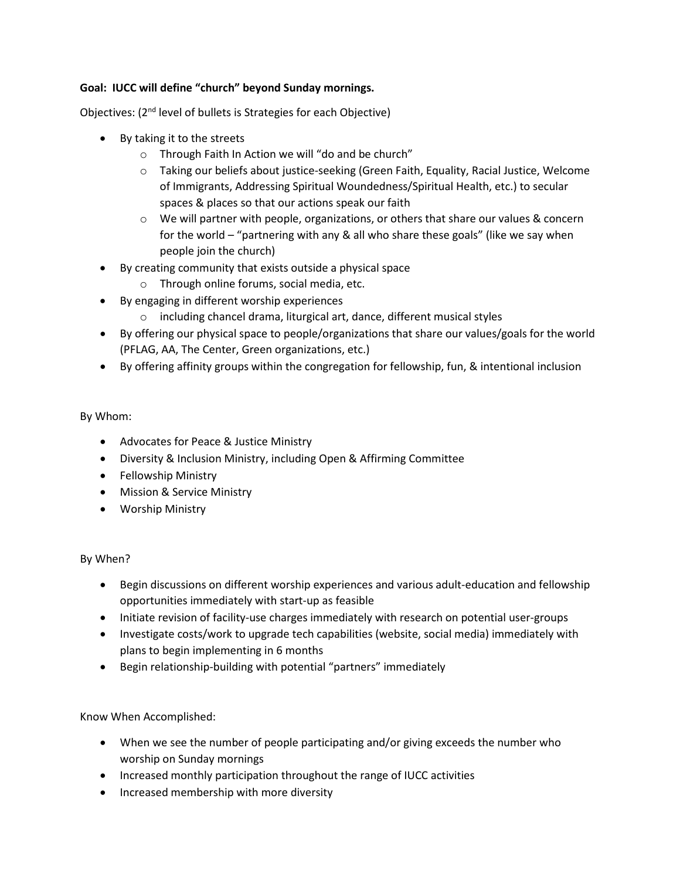**Goal: IUCC will define "church" beyond Sunday mornings.**

Objectives: (2nd level of bullets is Strategies for each Objective)

- By taking it to the streets
  - Through Faith In Action we will "do and be church"
  - Taking our beliefs about justice-seeking (Green Faith, Equality, Racial Justice, Welcome of Immigrants, Addressing Spiritual Woundedness/Spiritual Health, etc.) to secular spaces & places so that our actions speak our faith
  - We will partner with people, organizations, or others that share our values & concern for the world – "partnering with any & all who share these goals" (like we say when people join the church)
- By creating community that exists outside a physical space
  - Through online forums, social media, etc.
- By engaging in different worship experiences
  - including chancel drama, liturgical art, dance, different musical styles
- By offering our physical space to people/organizations that share our values/goals for the world (PFLAG, AA, The Center, Green organizations, etc.)
- By offering affinity groups within the congregation for fellowship, fun, & intentional inclusion

By Whom:

- Advocates for Peace & Justice Ministry
- Diversity & Inclusion Ministry, including Open & Affirming Committee
- Fellowship Ministry
- Mission & Service Ministry
- Worship Ministry

By When?

- Begin discussions on different worship experiences and various adult-education and fellowship opportunities immediately with start-up as feasible
- Initiate revision of facility-use charges immediately with research on potential user-groups
- Investigate costs/work to upgrade tech capabilities (website, social media) immediately with plans to begin implementing in 6 months
- Begin relationship-building with potential "partners" immediately

Know When Accomplished:

- When we see the number of people participating and/or giving exceeds the number who worship on Sunday mornings
- Increased monthly participation throughout the range of IUCC activities
- Increased membership with more diversity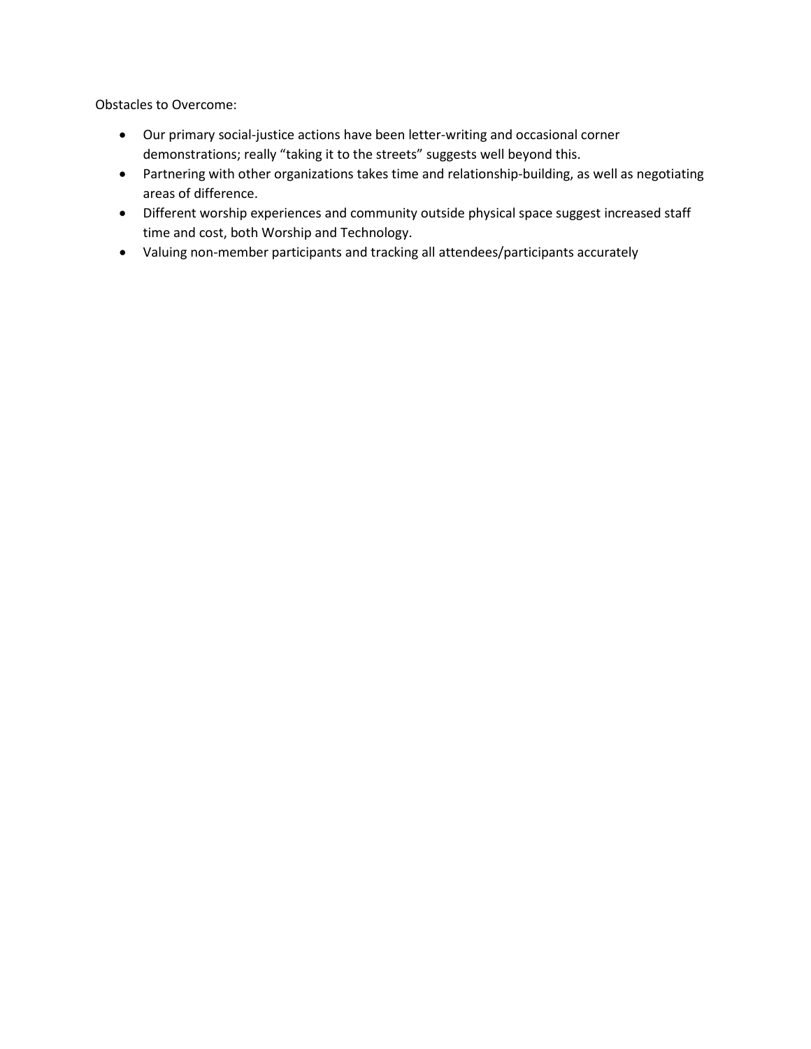Obstacles to Overcome:

- Our primary social-justice actions have been letter-writing and occasional corner demonstrations; really "taking it to the streets" suggests well beyond this.
- Partnering with other organizations takes time and relationship-building, as well as negotiating areas of difference.
- Different worship experiences and community outside physical space suggest increased staff time and cost, both Worship and Technology.
- Valuing non-member participants and tracking all attendees/participants accurately